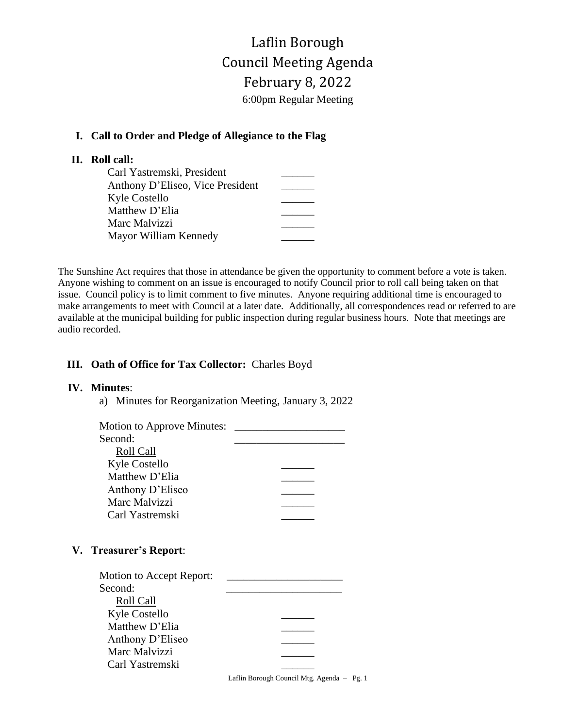# Laflin Borough
# Council Meeting Agenda
# February 8, 2022

6:00pm Regular Meeting

## I. Call to Order and Pledge of Allegiance to the Flag

## II. Roll call:

| | |
|---|---|
| Carl Yastremski, President | ______ |
| Anthony D'Eliseo, Vice President | ______ |
| Kyle Costello | ______ |
| Matthew D'Elia | ______ |
| Marc Malvizzi | ______ |
| Mayor William Kennedy | ______ |

The Sunshine Act requires that those in attendance be given the opportunity to comment before a vote is taken. Anyone wishing to comment on an issue is encouraged to notify Council prior to roll call being taken on that issue. Council policy is to limit comment to five minutes. Anyone requiring additional time is encouraged to make arrangements to meet with Council at a later date. Additionally, all correspondences read or referred to are available at the municipal building for public inspection during regular business hours. Note that meetings are audio recorded.

## III. Oath of Office for Tax Collector: Charles Boyd

## IV. Minutes:

a) Minutes for Reorganization Meeting, January 3, 2022

Motion to Approve Minutes: ____________________

Second: ____________________

Roll Call

| | |
|---|---|
| Kyle Costello | ______ |
| Matthew D'Elia | ______ |
| Anthony D'Eliseo | ______ |
| Marc Malvizzi | ______ |
| Carl Yastremski | ______ |

## V. Treasurer's Report:

Motion to Accept Report: ____________________

Second: ____________________

Roll Call

| | |
|---|---|
| Kyle Costello | ______ |
| Matthew D'Elia | ______ |
| Anthony D'Eliseo | ______ |
| Marc Malvizzi | ______ |
| Carl Yastremski | ______ |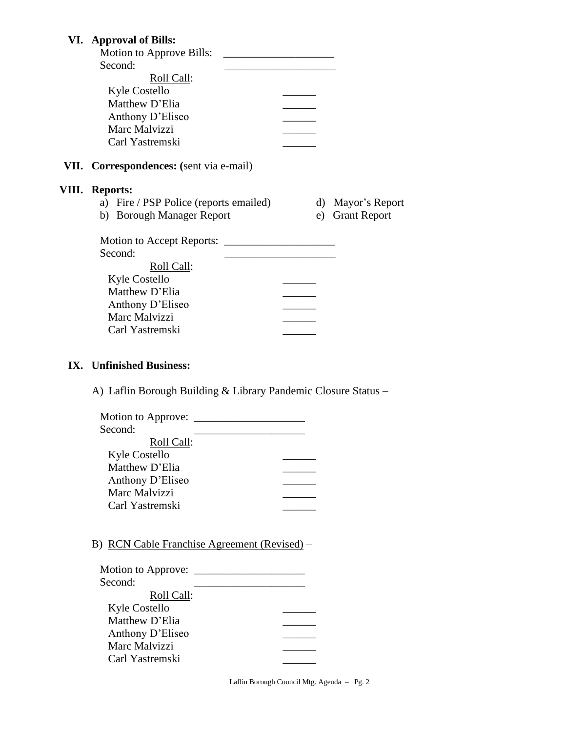## VI. Approval of Bills:

Motion to Approve Bills: ____________________
Second: ____________________

Roll Call:

| | |
|---|---|
| Kyle Costello | ______ |
| Matthew D'Elia | ______ |
| Anthony D'Eliseo | ______ |
| Marc Malvizzi | ______ |
| Carl Yastremski | ______ |

## VII. Correspondences: (sent via e-mail)

## VIII. Reports:

a) Fire / PSP Police (reports emailed)
b) Borough Manager Report
d) Mayor's Report
e) Grant Report

Motion to Accept Reports: ____________________
Second: ____________________

Roll Call:

| | |
|---|---|
| Kyle Costello | ______ |
| Matthew D'Elia | ______ |
| Anthony D'Eliseo | ______ |
| Marc Malvizzi | ______ |
| Carl Yastremski | ______ |

## IX. Unfinished Business:

A) Laflin Borough Building & Library Pandemic Closure Status –

Motion to Approve: ____________________
Second: ____________________

Roll Call:

| | |
|---|---|
| Kyle Costello | ______ |
| Matthew D'Elia | ______ |
| Anthony D'Eliseo | ______ |
| Marc Malvizzi | ______ |
| Carl Yastremski | ______ |

B) RCN Cable Franchise Agreement (Revised) –

Motion to Approve: ____________________
Second: ____________________

Roll Call:

| | |
|---|---|
| Kyle Costello | ______ |
| Matthew D'Elia | ______ |
| Anthony D'Eliseo | ______ |
| Marc Malvizzi | ______ |
| Carl Yastremski | ______ |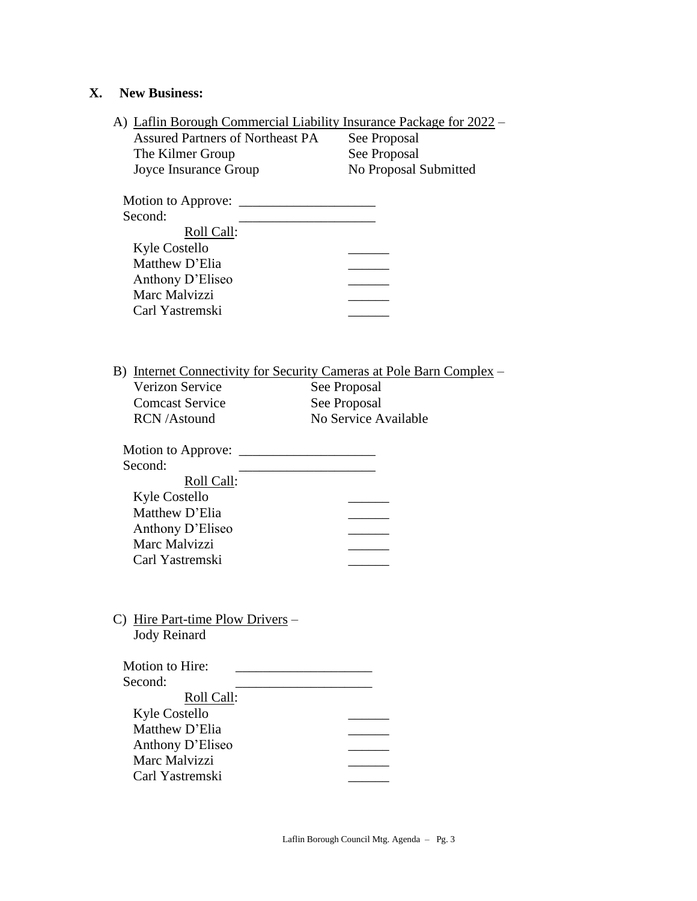## X. New Business:

A) <u>Laflin Borough Commercial Liability Insurance Package for 2022</u> –

| | |
|---|---|
| Assured Partners of Northeast PA | See Proposal |
| The Kilmer Group | See Proposal |
| Joyce Insurance Group | No Proposal Submitted |

Motion to Approve: ____________________
Second: ____________________

<u>Roll Call</u>:

Kyle Costello ______
Matthew D'Elia ______
Anthony D'Eliseo ______
Marc Malvizzi ______
Carl Yastremski ______

B) <u>Internet Connectivity for Security Cameras at Pole Barn Complex</u> –

| | |
|---|---|
| Verizon Service | See Proposal |
| Comcast Service | See Proposal |
| RCN /Astound | No Service Available |

Motion to Approve: ____________________
Second: ____________________

<u>Roll Call</u>:

Kyle Costello ______
Matthew D'Elia ______
Anthony D'Eliseo ______
Marc Malvizzi ______
Carl Yastremski ______

C) <u>Hire Part-time Plow Drivers</u> –
Jody Reinard

Motion to Hire: ____________________
Second: ____________________

<u>Roll Call</u>:

Kyle Costello ______
Matthew D'Elia ______
Anthony D'Eliseo ______
Marc Malvizzi ______
Carl Yastremski ______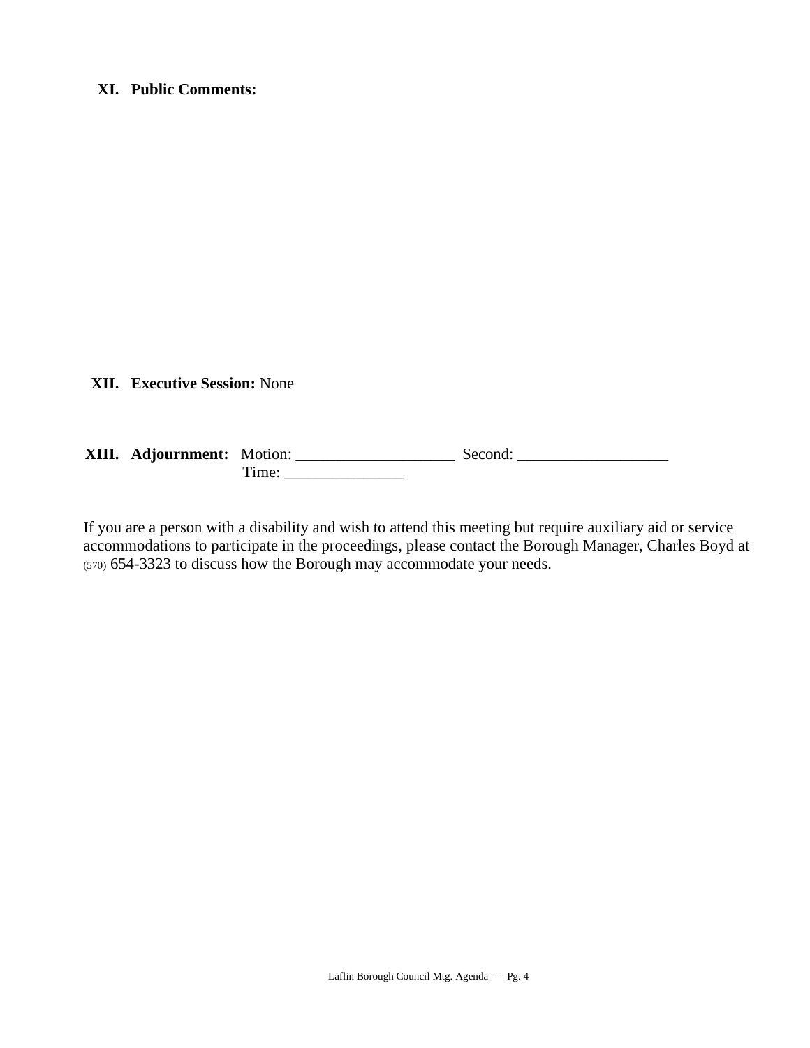**XI. Public Comments:**

**XII. Executive Session:** None

**XIII. Adjournment:** Motion: ____________________ Second: ___________________
Time: _______________

If you are a person with a disability and wish to attend this meeting but require auxiliary aid or service accommodations to participate in the proceedings, please contact the Borough Manager, Charles Boyd at (570) 654-3323 to discuss how the Borough may accommodate your needs.